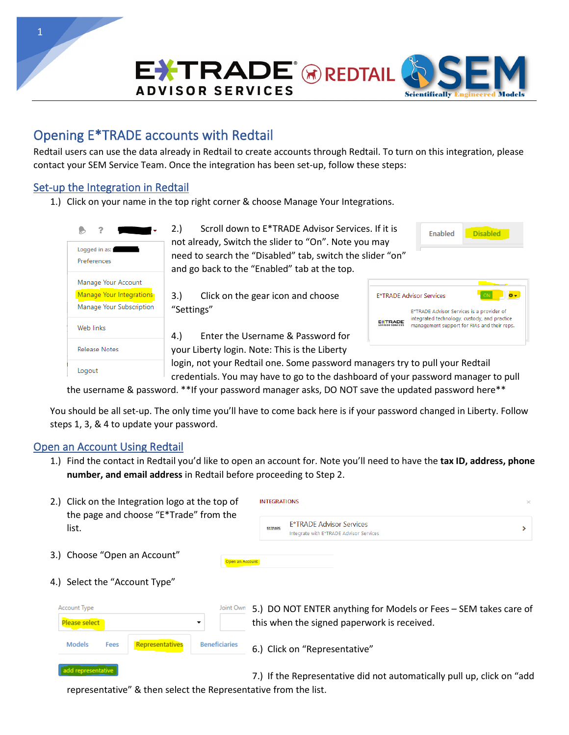# Opening E*TRADE accounts with Redtail

Redtail users can use the data already in Redtail to create accounts through Redtail. To turn on this integration, please contact your SEM Service Team. Once the integration has been set-up, follow these steps:

## Set-up the Integration in Redtail

1.) Click on your name in the top right corner & choose Manage Your Integrations.

2.) Scroll down to E*TRADE Advisor Services. If it is not already, Switch the slider to "On". Note you may need to search the "Disabled" tab, switch the slider "on" and go back to the "Enabled" tab at the top.

3.) Click on the gear icon and choose "Settings"

4.) Enter the Username & Password for your Liberty login. Note: This is the Liberty login, not your Redtail one. Some password managers try to pull your Redtail credentials. You may have to go to the dashboard of your password manager to pull the username & password. **If your password manager asks, DO NOT save the updated password here**

You should be all set-up. The only time you'll have to come back here is if your password changed in Liberty. Follow steps 1, 3, & 4 to update your password.

## Open an Account Using Redtail

1.) Find the contact in Redtail you'd like to open an account for. Note you'll need to have the **tax ID, address, phone number, and email address** in Redtail before proceeding to Step 2.

2.) Click on the Integration logo at the top of the page and choose "E*Trade" from the list.

3.) Choose "Open an Account"

4.) Select the "Account Type"

5.) DO NOT ENTER anything for Models or Fees – SEM takes care of this when the signed paperwork is received.

6.) Click on "Representative"

7.) If the Representative did not automatically pull up, click on "add representative" & then select the Representative from the list.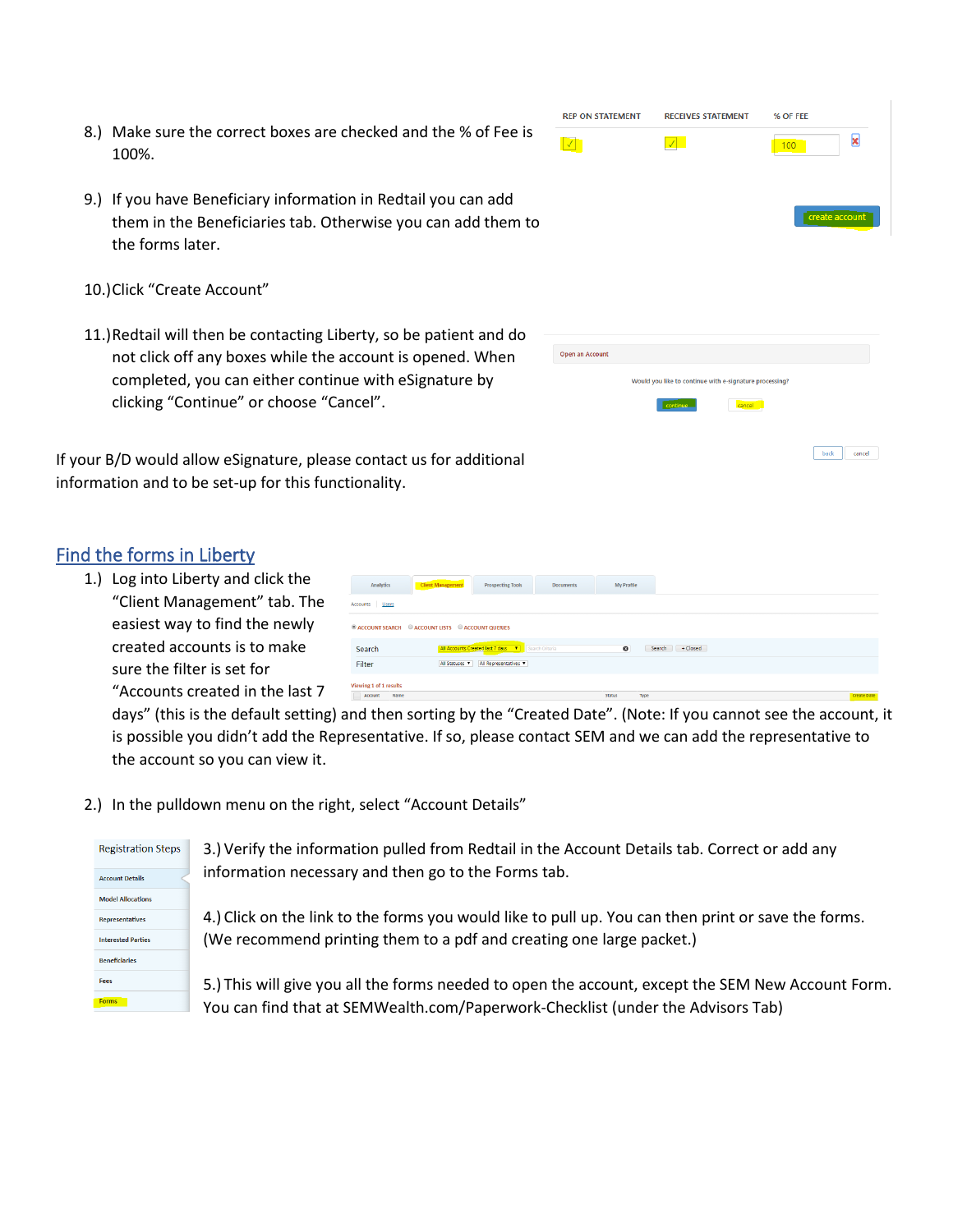8.) Make sure the correct boxes are checked and the % of Fee is 100%.

9.) If you have Beneficiary information in Redtail you can add them in the Beneficiaries tab. Otherwise you can add them to the forms later.

10.) Click "Create Account"

11.) Redtail will then be contacting Liberty, so be patient and do not click off any boxes while the account is opened. When completed, you can either continue with eSignature by clicking "Continue" or choose "Cancel".

If your B/D would allow eSignature, please contact us for additional information and to be set-up for this functionality.

## Find the forms in Liberty

1.) Log into Liberty and click the "Client Management" tab. The easiest way to find the newly created accounts is to make sure the filter is set for "Accounts created in the last 7 days" (this is the default setting) and then sorting by the "Created Date". (Note: If you cannot see the account, it is possible you didn't add the Representative. If so, please contact SEM and we can add the representative to the account so you can view it.

2.) In the pulldown menu on the right, select "Account Details"

3.) Verify the information pulled from Redtail in the Account Details tab. Correct or add any information necessary and then go to the Forms tab.

4.) Click on the link to the forms you would like to pull up. You can then print or save the forms. (We recommend printing them to a pdf and creating one large packet.)

5.) This will give you all the forms needed to open the account, except the SEM New Account Form. You can find that at SEMWealth.com/Paperwork-Checklist (under the Advisors Tab)